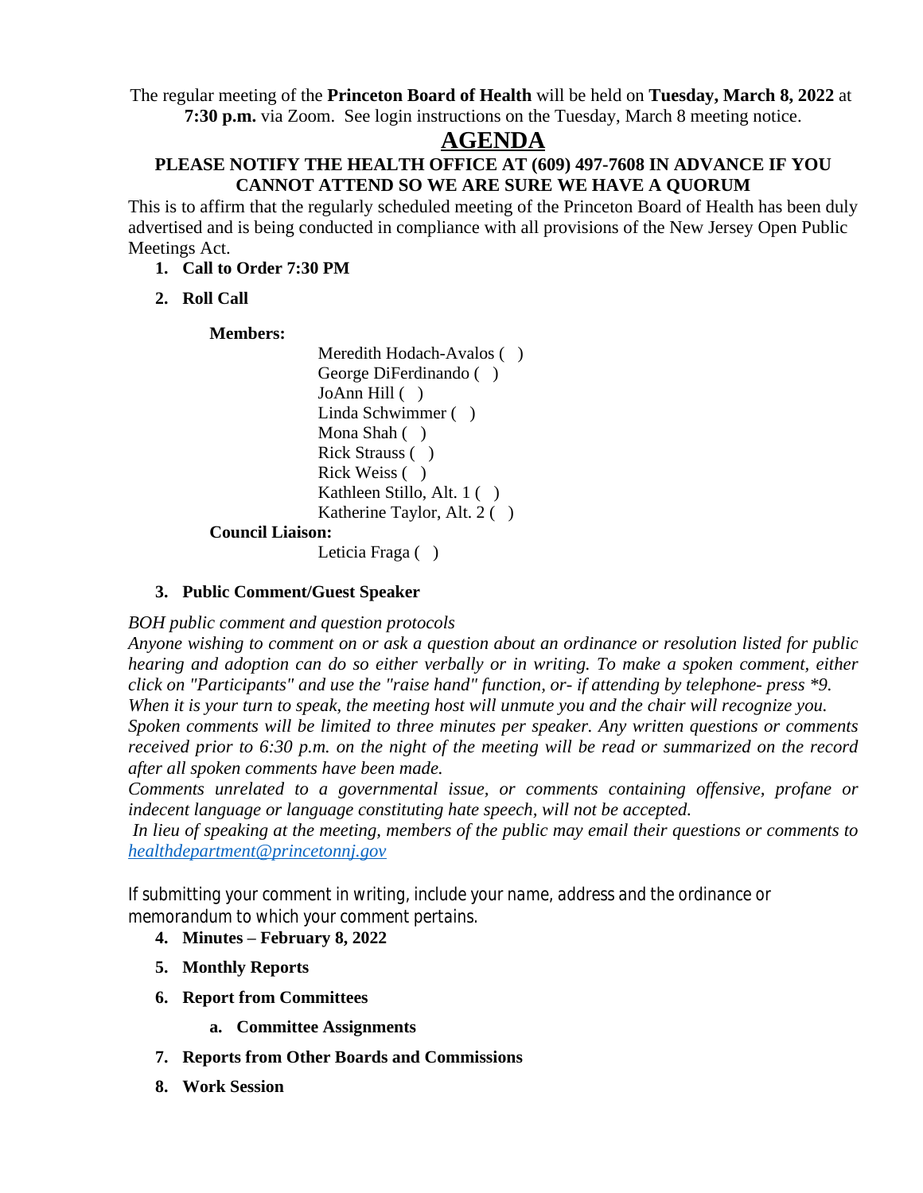The regular meeting of the **Princeton Board of Health** will be held on **Tuesday, March 8, 2022** at **7:30 p.m.** via Zoom. See login instructions on the Tuesday, March 8 meeting notice.

# AGENDA

**PLEASE NOTIFY THE HEALTH OFFICE AT (609) 497-7608 IN ADVANCE IF YOU CANNOT ATTEND SO WE ARE SURE WE HAVE A QUORUM**

This is to affirm that the regularly scheduled meeting of the Princeton Board of Health has been duly advertised and is being conducted in compliance with all provisions of the New Jersey Open Public Meetings Act.

1. **Call to Order 7:30 PM**
2. **Roll Call**

   **Members:**

   Meredith Hodach-Avalos ( )
   George DiFerdinando ( )
   JoAnn Hill ( )
   Linda Schwimmer ( )
   Mona Shah ( )
   Rick Strauss ( )
   Rick Weiss ( )
   Kathleen Stillo, Alt. 1 ( )
   Katherine Taylor, Alt. 2 ( )

   **Council Liaison:**

   Leticia Fraga ( )

3. **Public Comment/Guest Speaker**

*BOH public comment and question protocols*

*Anyone wishing to comment on or ask a question about an ordinance or resolution listed for public hearing and adoption can do so either verbally or in writing. To make a spoken comment, either click on "Participants" and use the "raise hand" function, or- if attending by telephone- press *9. When it is your turn to speak, the meeting host will unmute you and the chair will recognize you. Spoken comments will be limited to three minutes per speaker. Any written questions or comments received prior to 6:30 p.m. on the night of the meeting will be read or summarized on the record after all spoken comments have been made.*

*Comments unrelated to a governmental issue, or comments containing offensive, profane or indecent language or language constituting hate speech, will not be accepted.*

*In lieu of speaking at the meeting, members of the public may email their questions or comments to [healthdepartment@princetonnj.gov](mailto:healthdepartment@princetonnj.gov)*

If submitting your comment in writing, include your name, address and the ordinance or memorandum to which your comment pertains.

4. **Minutes – February 8, 2022**
5. **Monthly Reports**
6. **Report from Committees**
   a. **Committee Assignments**
7. **Reports from Other Boards and Commissions**
8. **Work Session**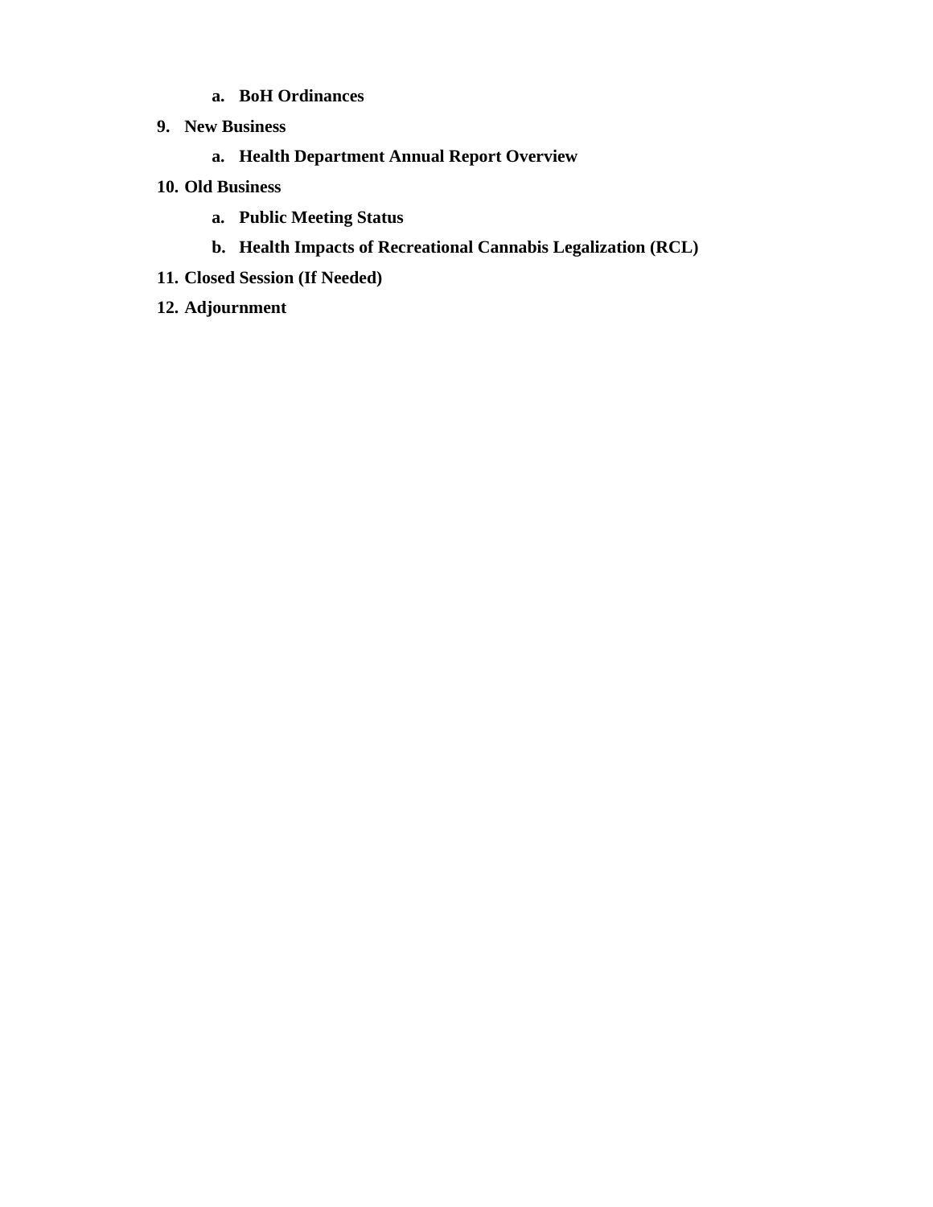a. **BoH Ordinances**

9. **New Business**

   a. **Health Department Annual Report Overview**

10. **Old Business**

    a. **Public Meeting Status**

    b. **Health Impacts of Recreational Cannabis Legalization (RCL)**

11. **Closed Session (If Needed)**

12. **Adjournment**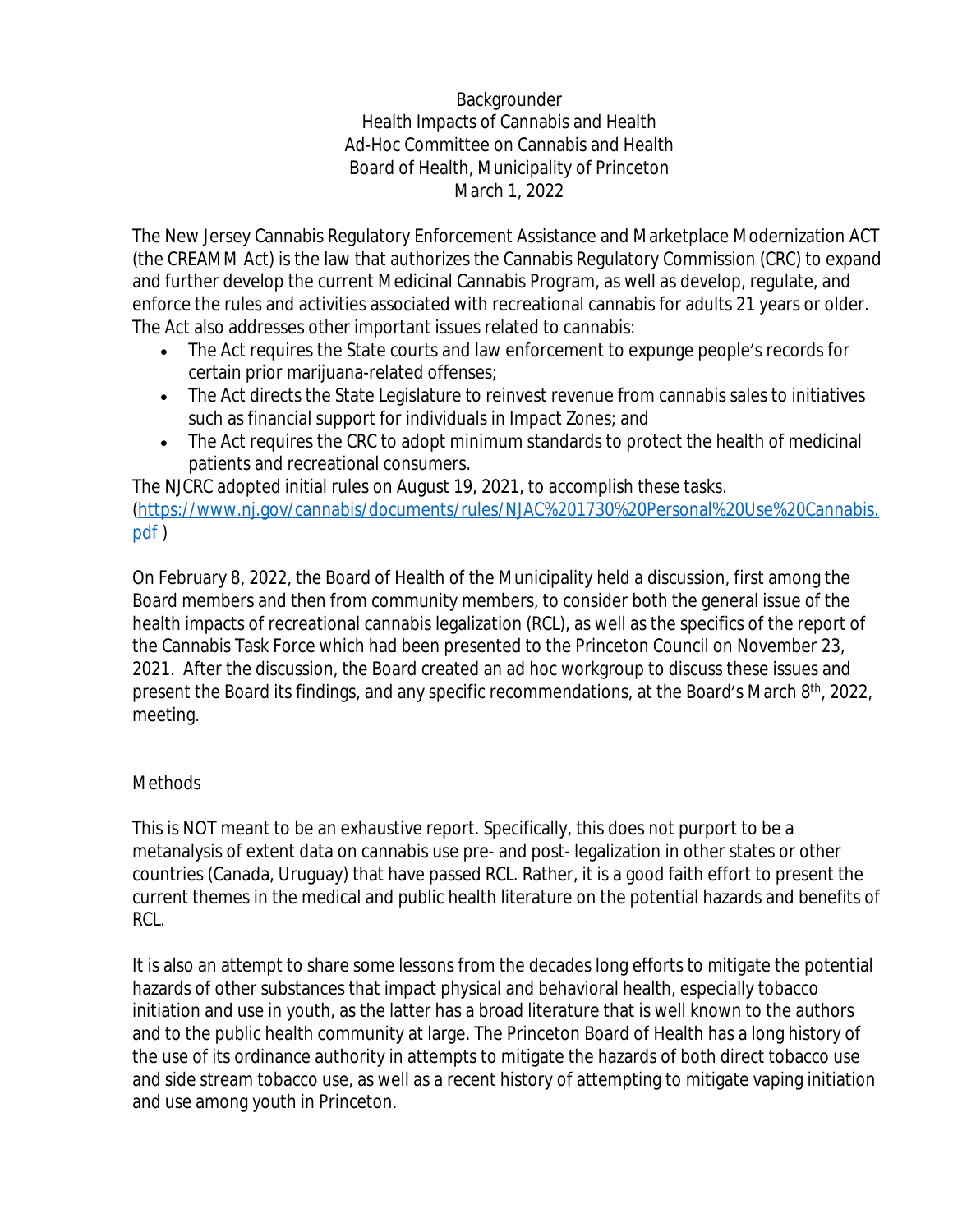Backgrounder
Health Impacts of Cannabis and Health
Ad-Hoc Committee on Cannabis and Health
Board of Health, Municipality of Princeton
March 1, 2022

The New Jersey Cannabis Regulatory Enforcement Assistance and Marketplace Modernization ACT (the CREAMM Act) is the law that authorizes the Cannabis Regulatory Commission (CRC) to expand and further develop the current Medicinal Cannabis Program, as well as develop, regulate, and enforce the rules and activities associated with recreational cannabis for adults 21 years or older. The Act also addresses other important issues related to cannabis:

- The Act requires the State courts and law enforcement to expunge people's records for certain prior marijuana-related offenses;
- The Act directs the State Legislature to reinvest revenue from cannabis sales to initiatives such as financial support for individuals in Impact Zones; and
- The Act requires the CRC to adopt minimum standards to protect the health of medicinal patients and recreational consumers.

The NJCRC adopted initial rules on August 19, 2021, to accomplish these tasks. (https://www.nj.gov/cannabis/documents/rules/NJAC%201730%20Personal%20Use%20Cannabis.pdf )

On February 8, 2022, the Board of Health of the Municipality held a discussion, first among the Board members and then from community members, to consider both the general issue of the health impacts of recreational cannabis legalization (RCL), as well as the specifics of the report of the Cannabis Task Force which had been presented to the Princeton Council on November 23, 2021. After the discussion, the Board created an ad hoc workgroup to discuss these issues and present the Board its findings, and any specific recommendations, at the Board's March 8th, 2022, meeting.

## Methods

This is NOT meant to be an exhaustive report. Specifically, this does not purport to be a metanalysis of extent data on cannabis use pre- and post- legalization in other states or other countries (Canada, Uruguay) that have passed RCL. Rather, it is a good faith effort to present the current themes in the medical and public health literature on the potential hazards and benefits of RCL.

It is also an attempt to share some lessons from the decades long efforts to mitigate the potential hazards of other substances that impact physical and behavioral health, especially tobacco initiation and use in youth, as the latter has a broad literature that is well known to the authors and to the public health community at large. The Princeton Board of Health has a long history of the use of its ordinance authority in attempts to mitigate the hazards of both direct tobacco use and side stream tobacco use, as well as a recent history of attempting to mitigate vaping initiation and use among youth in Princeton.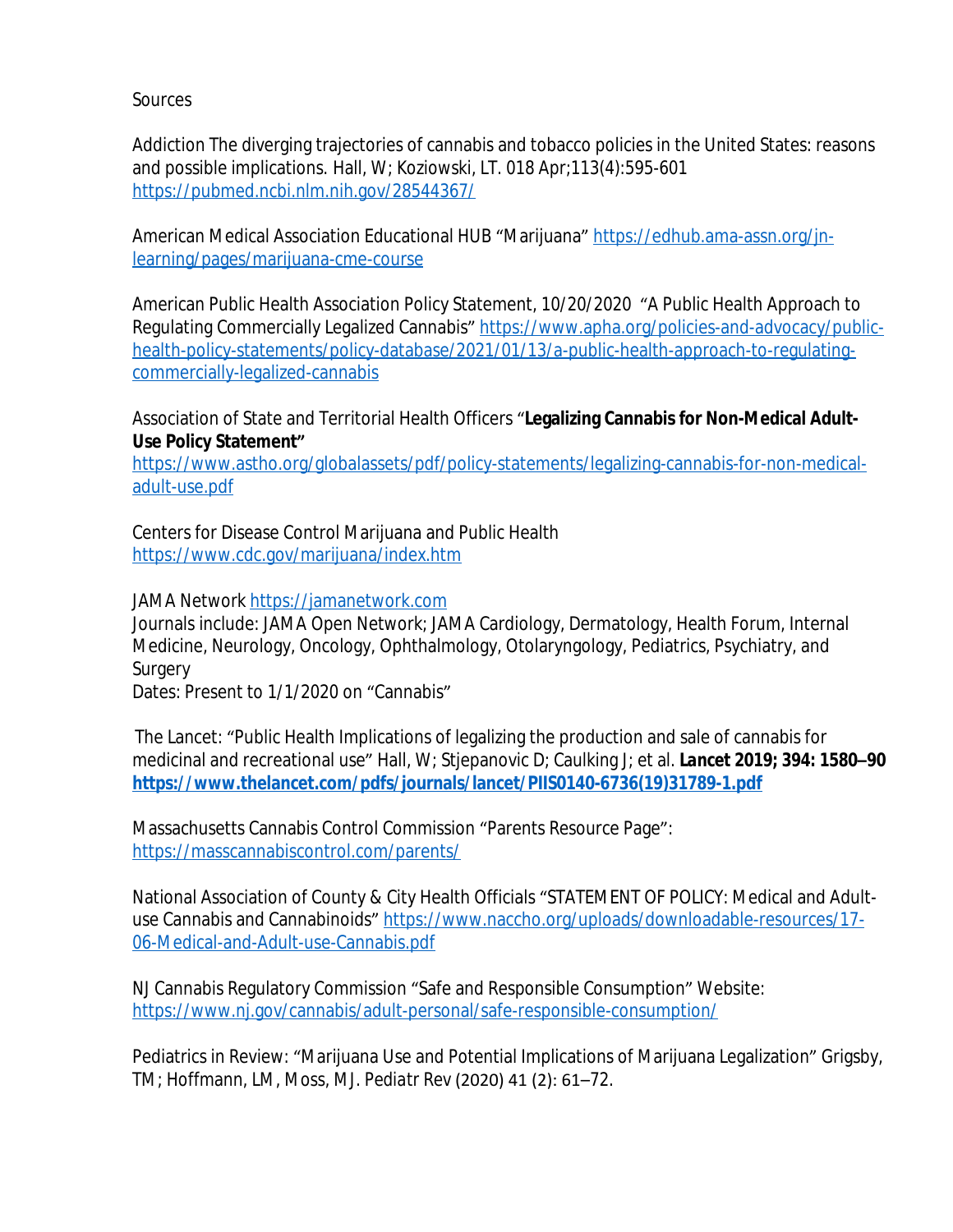Sources

Addiction The diverging trajectories of cannabis and tobacco policies in the United States: reasons and possible implications. Hall, W; Koziowski, LT. 018 Apr;113(4):595-601 https://pubmed.ncbi.nlm.nih.gov/28544367/

American Medical Association Educational HUB "Marijuana" https://edhub.ama-assn.org/jn-learning/pages/marijuana-cme-course

American Public Health Association Policy Statement, 10/20/2020 "A Public Health Approach to Regulating Commercially Legalized Cannabis" https://www.apha.org/policies-and-advocacy/public-health-policy-statements/policy-database/2021/01/13/a-public-health-approach-to-regulating-commercially-legalized-cannabis

Association of State and Territorial Health Officers "**Legalizing Cannabis for Non-Medical Adult-Use Policy Statement**"
https://www.astho.org/globalassets/pdf/policy-statements/legalizing-cannabis-for-non-medical-adult-use.pdf

Centers for Disease Control Marijuana and Public Health
https://www.cdc.gov/marijuana/index.htm

JAMA Network https://jamanetwork.com
Journals include: JAMA Open Network; JAMA Cardiology, Dermatology, Health Forum, Internal Medicine, Neurology, Oncology, Ophthalmology, Otolaryngology, Pediatrics, Psychiatry, and Surgery
Dates: Present to 1/1/2020 on "Cannabis"

The Lancet: "Public Health Implications of legalizing the production and sale of cannabis for medicinal and recreational use" Hall, W; Stjepanovic D; Caulking J; et al. **Lancet 2019; 394: 1580–90** **https://www.thelancet.com/pdfs/journals/lancet/PIIS0140-6736(19)31789-1.pdf**

Massachusetts Cannabis Control Commission "Parents Resource Page":
https://masscannabiscontrol.com/parents/

National Association of County & City Health Officials "STATEMENT OF POLICY: Medical and Adult-use Cannabis and Cannabinoids" https://www.naccho.org/uploads/downloadable-resources/17-06-Medical-and-Adult-use-Cannabis.pdf

NJ Cannabis Regulatory Commission "Safe and Responsible Consumption" Website:
https://www.nj.gov/cannabis/adult-personal/safe-responsible-consumption/

Pediatrics in Review: "Marijuana Use and Potential Implications of Marijuana Legalization" Grigsby, TM; Hoffmann, LM, Moss, MJ. Pediatr Rev (2020) 41 (2): 61–72.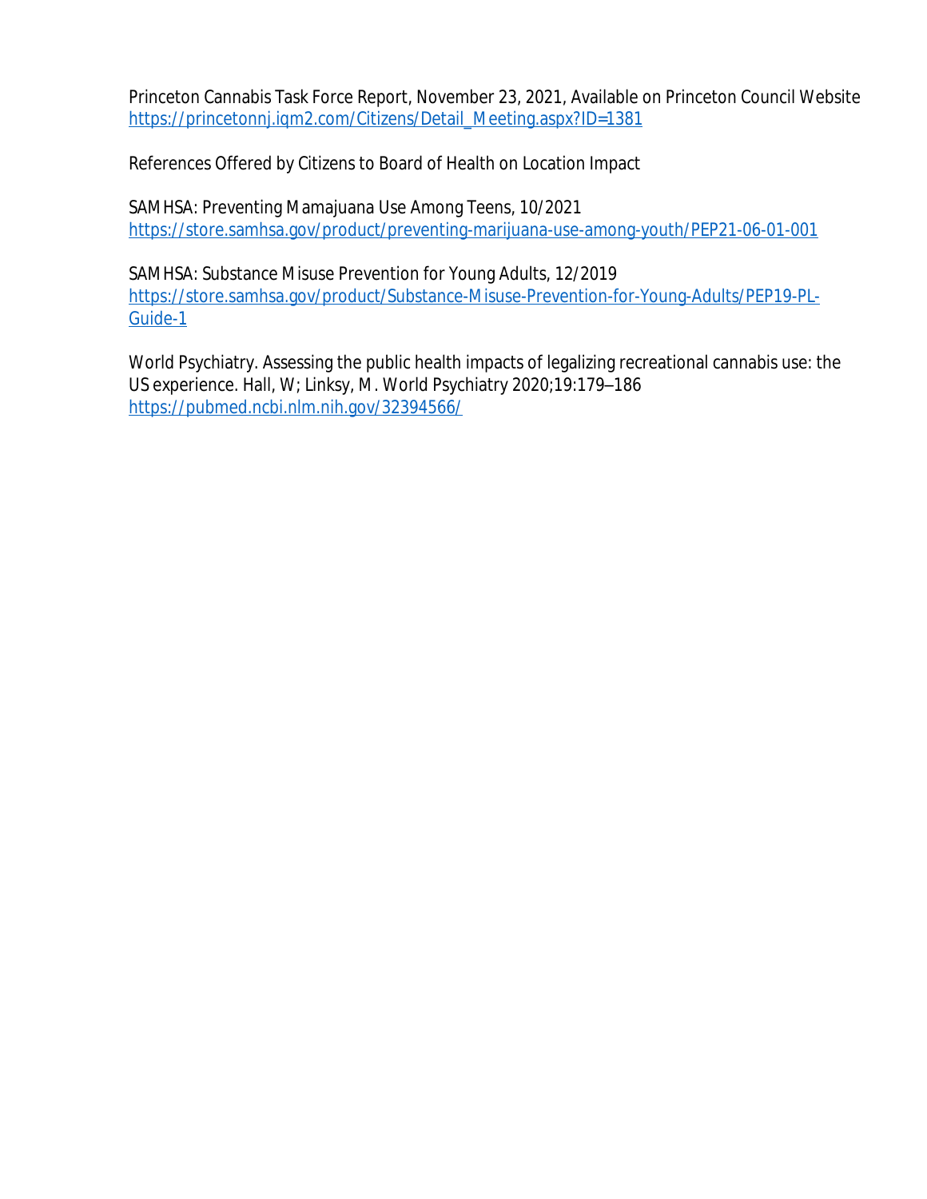Princeton Cannabis Task Force Report, November 23, 2021, Available on Princeton Council Website
https://princetonnj.iqm2.com/Citizens/Detail_Meeting.aspx?ID=1381

References Offered by Citizens to Board of Health on Location Impact

SAMHSA: Preventing Mamajuana Use Among Teens, 10/2021
https://store.samhsa.gov/product/preventing-marijuana-use-among-youth/PEP21-06-01-001

SAMHSA: Substance Misuse Prevention for Young Adults, 12/2019
https://store.samhsa.gov/product/Substance-Misuse-Prevention-for-Young-Adults/PEP19-PL-Guide-1

World Psychiatry. Assessing the public health impacts of legalizing recreational cannabis use: the US experience. Hall, W; Linksy, M. World Psychiatry 2020;19:179–186
https://pubmed.ncbi.nlm.nih.gov/32394566/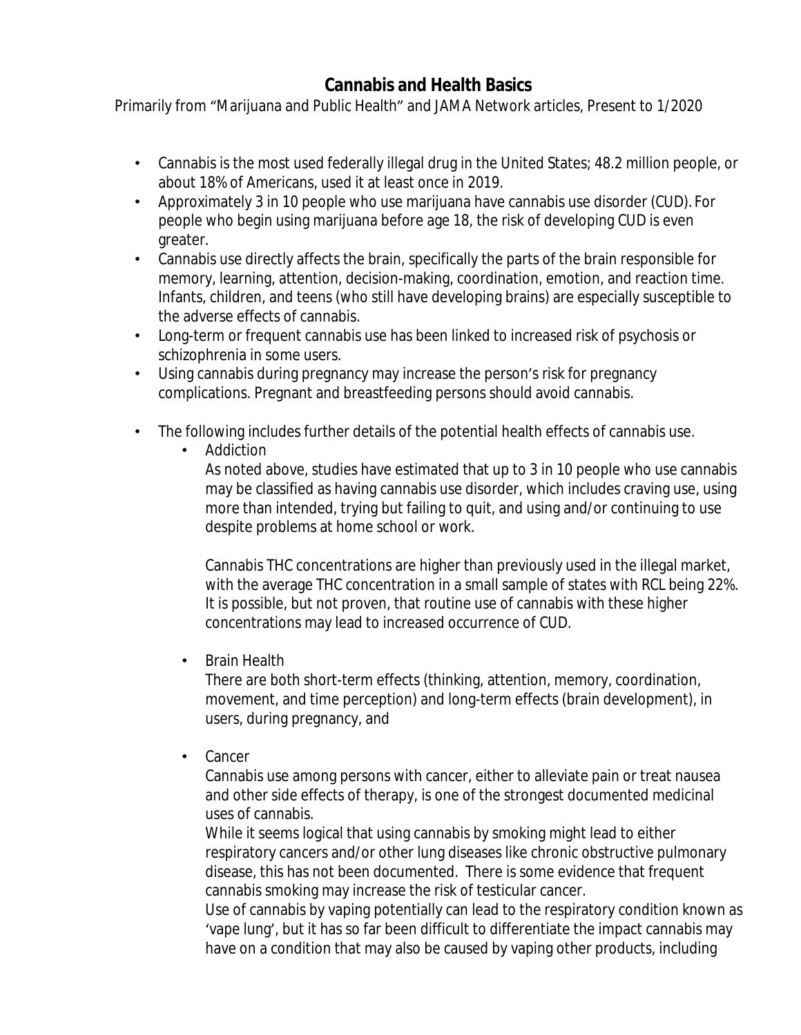## Cannabis and Health Basics

Primarily from "Marijuana and Public Health" and JAMA Network articles, Present to 1/2020

- Cannabis is the most used federally illegal drug in the United States; 48.2 million people, or about 18% of Americans, used it at least once in 2019.
- Approximately 3 in 10 people who use marijuana have cannabis use disorder (CUD). For people who begin using marijuana before age 18, the risk of developing CUD is even greater.
- Cannabis use directly affects the brain, specifically the parts of the brain responsible for memory, learning, attention, decision-making, coordination, emotion, and reaction time. Infants, children, and teens (who still have developing brains) are especially susceptible to the adverse effects of cannabis.
- Long-term or frequent cannabis use has been linked to increased risk of psychosis or schizophrenia in some users.
- Using cannabis during pregnancy may increase the person's risk for pregnancy complications. Pregnant and breastfeeding persons should avoid cannabis.
- The following includes further details of the potential health effects of cannabis use.
  - Addiction

    As noted above, studies have estimated that up to 3 in 10 people who use cannabis may be classified as having cannabis use disorder, which includes craving use, using more than intended, trying but failing to quit, and using and/or continuing to use despite problems at home school or work.

    Cannabis THC concentrations are higher than previously used in the illegal market, with the average THC concentration in a small sample of states with RCL being 22%. It is possible, but not proven, that routine use of cannabis with these higher concentrations may lead to increased occurrence of CUD.

  - Brain Health

    There are both short-term effects (thinking, attention, memory, coordination, movement, and time perception) and long-term effects (brain development), in users, during pregnancy, and

  - Cancer

    Cannabis use among persons with cancer, either to alleviate pain or treat nausea and other side effects of therapy, is one of the strongest documented medicinal uses of cannabis.

    While it seems logical that using cannabis by smoking might lead to either respiratory cancers and/or other lung diseases like chronic obstructive pulmonary disease, this has not been documented. There is some evidence that frequent cannabis smoking may increase the risk of testicular cancer.

    Use of cannabis by vaping potentially can lead to the respiratory condition known as 'vape lung', but it has so far been difficult to differentiate the impact cannabis may have on a condition that may also be caused by vaping other products, including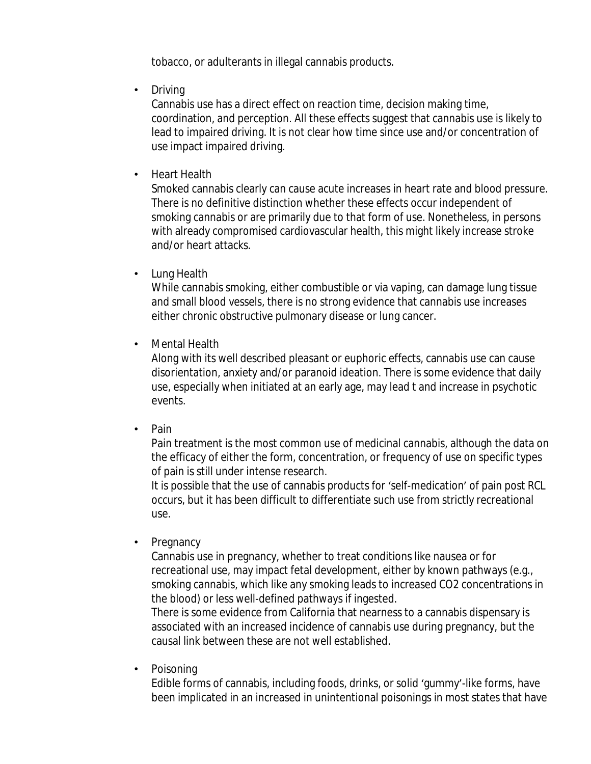tobacco, or adulterants in illegal cannabis products.

- Driving

  Cannabis use has a direct effect on reaction time, decision making time, coordination, and perception. All these effects suggest that cannabis use is likely to lead to impaired driving. It is not clear how time since use and/or concentration of use impact impaired driving.

- Heart Health

  Smoked cannabis clearly can cause acute increases in heart rate and blood pressure. There is no definitive distinction whether these effects occur independent of smoking cannabis or are primarily due to that form of use. Nonetheless, in persons with already compromised cardiovascular health, this might likely increase stroke and/or heart attacks.

- Lung Health

  While cannabis smoking, either combustible or via vaping, can damage lung tissue and small blood vessels, there is no strong evidence that cannabis use increases either chronic obstructive pulmonary disease or lung cancer.

- Mental Health

  Along with its well described pleasant or euphoric effects, cannabis use can cause disorientation, anxiety and/or paranoid ideation. There is some evidence that daily use, especially when initiated at an early age, may lead t and increase in psychotic events.

- Pain

  Pain treatment is the most common use of medicinal cannabis, although the data on the efficacy of either the form, concentration, or frequency of use on specific types of pain is still under intense research.

  It is possible that the use of cannabis products for 'self-medication' of pain post RCL occurs, but it has been difficult to differentiate such use from strictly recreational use.

- Pregnancy

  Cannabis use in pregnancy, whether to treat conditions like nausea or for recreational use, may impact fetal development, either by known pathways (e.g., smoking cannabis, which like any smoking leads to increased $CO_2$ concentrations in the blood) or less well-defined pathways if ingested.

  There is some evidence from California that nearness to a cannabis dispensary is associated with an increased incidence of cannabis use during pregnancy, but the causal link between these are not well established.

- Poisoning

  Edible forms of cannabis, including foods, drinks, or solid 'gummy'-like forms, have been implicated in an increased in unintentional poisonings in most states that have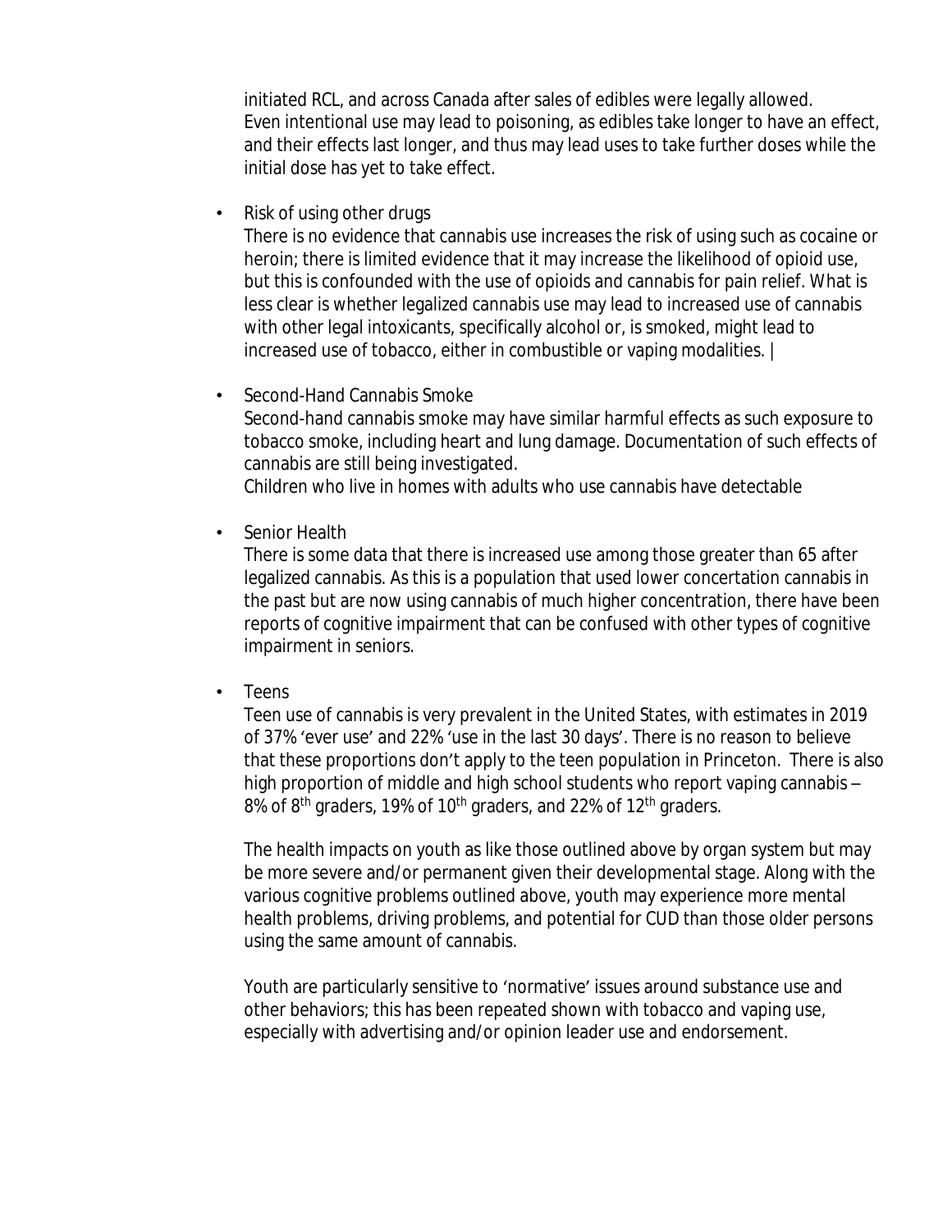initiated RCL, and across Canada after sales of edibles were legally allowed.
Even intentional use may lead to poisoning, as edibles take longer to have an effect, and their effects last longer, and thus may lead uses to take further doses while the initial dose has yet to take effect.

- Risk of using other drugs
  There is no evidence that cannabis use increases the risk of using such as cocaine or heroin; there is limited evidence that it may increase the likelihood of opioid use, but this is confounded with the use of opioids and cannabis for pain relief. What is less clear is whether legalized cannabis use may lead to increased use of cannabis with other legal intoxicants, specifically alcohol or, is smoked, might lead to increased use of tobacco, either in combustible or vaping modalities. |

- Second-Hand Cannabis Smoke
  Second-hand cannabis smoke may have similar harmful effects as such exposure to tobacco smoke, including heart and lung damage. Documentation of such effects of cannabis are still being investigated.
  Children who live in homes with adults who use cannabis have detectable

- Senior Health
  There is some data that there is increased use among those greater than 65 after legalized cannabis. As this is a population that used lower concertation cannabis in the past but are now using cannabis of much higher concentration, there have been reports of cognitive impairment that can be confused with other types of cognitive impairment in seniors.

- Teens
  Teen use of cannabis is very prevalent in the United States, with estimates in 2019 of 37% 'ever use' and 22% 'use in the last 30 days'. There is no reason to believe that these proportions don't apply to the teen population in Princeton. There is also high proportion of middle and high school students who report vaping cannabis – 8% of 8th graders, 19% of 10th graders, and 22% of 12th graders.

  The health impacts on youth as like those outlined above by organ system but may be more severe and/or permanent given their developmental stage. Along with the various cognitive problems outlined above, youth may experience more mental health problems, driving problems, and potential for CUD than those older persons using the same amount of cannabis.

  Youth are particularly sensitive to 'normative' issues around substance use and other behaviors; this has been repeated shown with tobacco and vaping use, especially with advertising and/or opinion leader use and endorsement.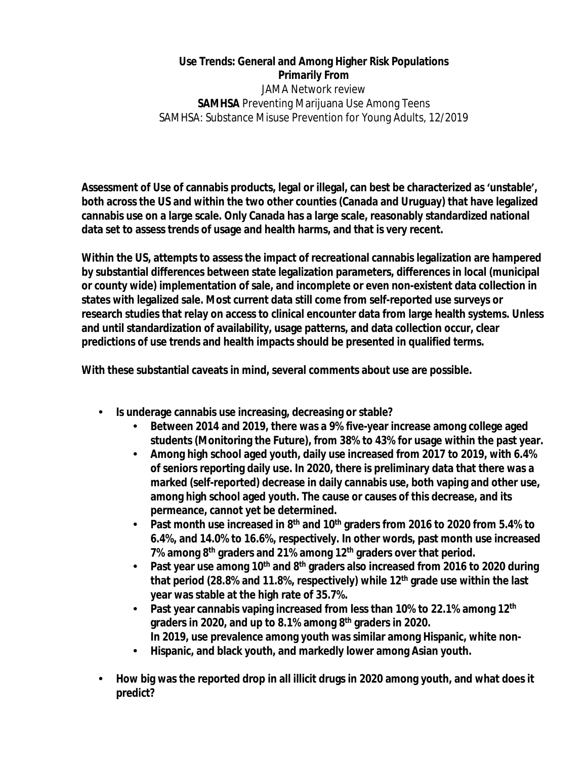**Use Trends: General and Among Higher Risk Populations**
**Primarily From**
JAMA Network review
**SAMHSA** Preventing Marijuana Use Among Teens
SAMHSA: Substance Misuse Prevention for Young Adults, 12/2019

**Assessment of Use of cannabis products, legal or illegal, can best be characterized as 'unstable', both across the US and within the two other counties (Canada and Uruguay) that have legalized cannabis use on a large scale. Only Canada has a large scale, reasonably standardized national data set to assess trends of usage and health harms, and that is very recent.**

**Within the US, attempts to assess the impact of recreational cannabis legalization are hampered by substantial differences between state legalization parameters, differences in local (municipal or county wide) implementation of sale, and incomplete or even non-existent data collection in states with legalized sale. Most current data still come from self-reported use surveys or research studies that relay on access to clinical encounter data from large health systems. Unless and until standardization of availability, usage patterns, and data collection occur, clear predictions of use trends and health impacts should be presented in qualified terms.**

**With these substantial caveats in mind, several comments about use are possible.**

- **Is underage cannabis use increasing, decreasing or stable?**
  - **Between 2014 and 2019, there was a 9% five-year increase among college aged students (Monitoring the Future), from 38% to 43% for usage within the past year.**
  - **Among high school aged youth, daily use increased from 2017 to 2019, with 6.4% of seniors reporting daily use. In 2020, there is preliminary data that there was a marked (self-reported) decrease in daily cannabis use, both vaping and other use, among high school aged youth. The cause or causes of this decrease, and its permeance, cannot yet be determined.**
  - **Past month use increased in 8th and 10th graders from 2016 to 2020 from 5.4% to 6.4%, and 14.0% to 16.6%, respectively. In other words, past month use increased 7% among 8th graders and 21% among 12th graders over that period.**
  - **Past year use among 10th and 8th graders also increased from 2016 to 2020 during that period (28.8% and 11.8%, respectively) while 12th grade use within the last year was stable at the high rate of 35.7%.**
  - **Past year cannabis vaping increased from less than 10% to 22.1% among 12th graders in 2020, and up to 8.1% among 8th graders in 2020.**
    **In 2019, use prevalence among youth was similar among Hispanic, white non-**
  - **Hispanic, and black youth, and markedly lower among Asian youth.**
- **How big was the reported drop in all illicit drugs in 2020 among youth, and what does it predict?**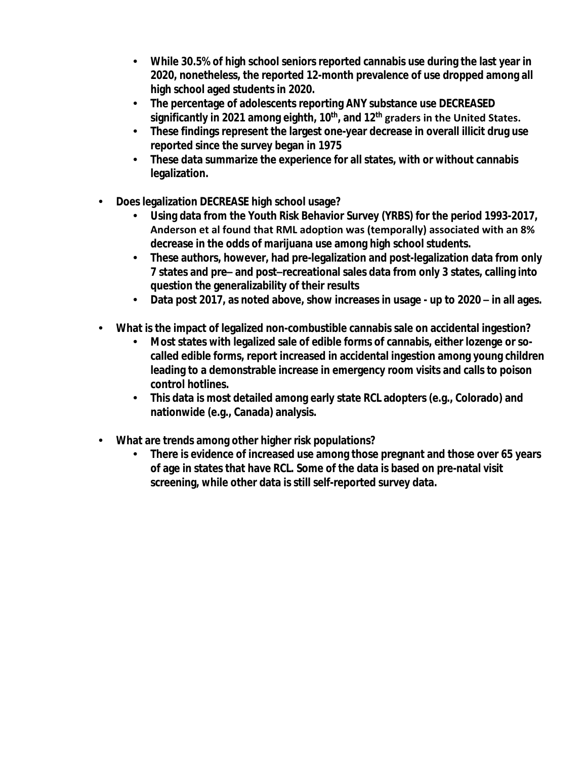- **While 30.5% of high school seniors reported cannabis use during the last year in 2020, nonetheless, the reported 12-month prevalence of use dropped among all high school aged students in 2020.**
- **The percentage of adolescents reporting ANY substance use DECREASED significantly in 2021 among eighth, 10th, and 12th graders in the United States.**
- **These findings represent the largest one-year decrease in overall illicit drug use reported since the survey began in 1975**
- **These data summarize the experience for all states, with or without cannabis legalization.**

- **Does legalization DECREASE high school usage?**
  - **Using data from the Youth Risk Behavior Survey (YRBS) for the period 1993-2017, Anderson et al found that RML adoption was (temporally) associated with an 8% decrease in the odds of marijuana use among high school students.**
  - **These authors, however, had pre-legalization and post-legalization data from only 7 states and pre– and post–recreational sales data from only 3 states, calling into question the generalizability of their results**
  - **Data post 2017, as noted above, show increases in usage - up to 2020 – in all ages.**

- **What is the impact of legalized non-combustible cannabis sale on accidental ingestion?**
  - **Most states with legalized sale of edible forms of cannabis, either lozenge or so-called edible forms, report increased in accidental ingestion among young children leading to a demonstrable increase in emergency room visits and calls to poison control hotlines.**
  - **This data is most detailed among early state RCL adopters (e.g., Colorado) and nationwide (e.g., Canada) analysis.**

- **What are trends among other higher risk populations?**
  - **There is evidence of increased use among those pregnant and those over 65 years of age in states that have RCL. Some of the data is based on pre-natal visit screening, while other data is still self-reported survey data.**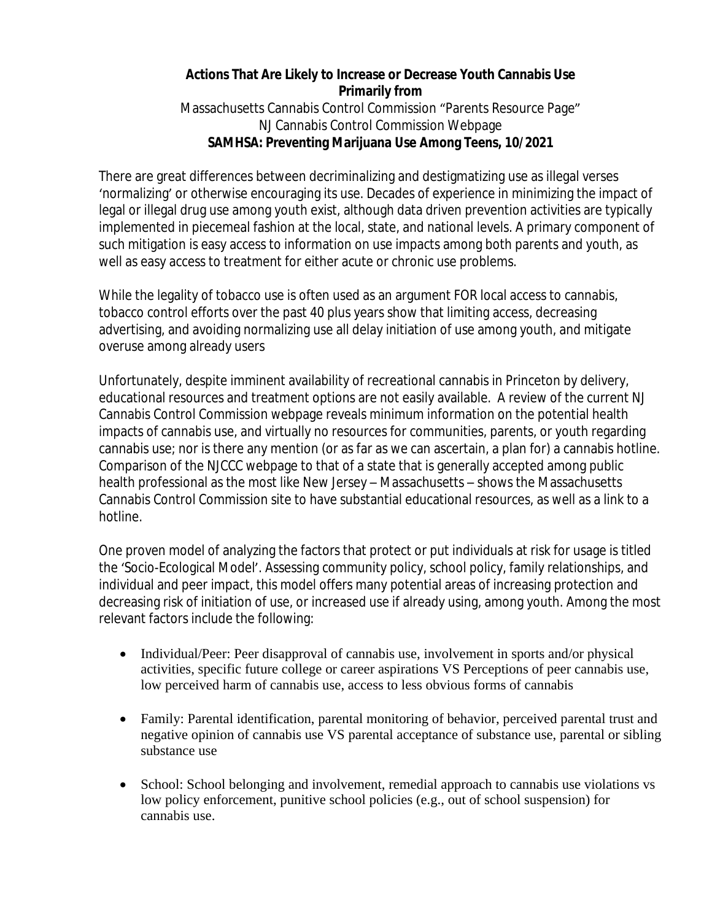**Actions That Are Likely to Increase or Decrease Youth Cannabis Use**
**Primarily from**
Massachusetts Cannabis Control Commission "Parents Resource Page"
NJ Cannabis Control Commission Webpage
**SAMHSA: Preventing Marijuana Use Among Teens, 10/2021**

There are great differences between decriminalizing and destigmatizing use as illegal verses 'normalizing' or otherwise encouraging its use. Decades of experience in minimizing the impact of legal or illegal drug use among youth exist, although data driven prevention activities are typically implemented in piecemeal fashion at the local, state, and national levels. A primary component of such mitigation is easy access to information on use impacts among both parents and youth, as well as easy access to treatment for either acute or chronic use problems.

While the legality of tobacco use is often used as an argument FOR local access to cannabis, tobacco control efforts over the past 40 plus years show that limiting access, decreasing advertising, and avoiding normalizing use all delay initiation of use among youth, and mitigate overuse among already users

Unfortunately, despite imminent availability of recreational cannabis in Princeton by delivery, educational resources and treatment options are not easily available. A review of the current NJ Cannabis Control Commission webpage reveals minimum information on the potential health impacts of cannabis use, and virtually no resources for communities, parents, or youth regarding cannabis use; nor is there any mention (or as far as we can ascertain, a plan for) a cannabis hotline. Comparison of the NJCCC webpage to that of a state that is generally accepted among public health professional as the most like New Jersey – Massachusetts – shows the Massachusetts Cannabis Control Commission site to have substantial educational resources, as well as a link to a hotline.

One proven model of analyzing the factors that protect or put individuals at risk for usage is titled the 'Socio-Ecological Model'. Assessing community policy, school policy, family relationships, and individual and peer impact, this model offers many potential areas of increasing protection and decreasing risk of initiation of use, or increased use if already using, among youth. Among the most relevant factors include the following:

- Individual/Peer: Peer disapproval of cannabis use, involvement in sports and/or physical activities, specific future college or career aspirations VS Perceptions of peer cannabis use, low perceived harm of cannabis use, access to less obvious forms of cannabis
- Family: Parental identification, parental monitoring of behavior, perceived parental trust and negative opinion of cannabis use VS parental acceptance of substance use, parental or sibling substance use
- School: School belonging and involvement, remedial approach to cannabis use violations vs low policy enforcement, punitive school policies (e.g., out of school suspension) for cannabis use.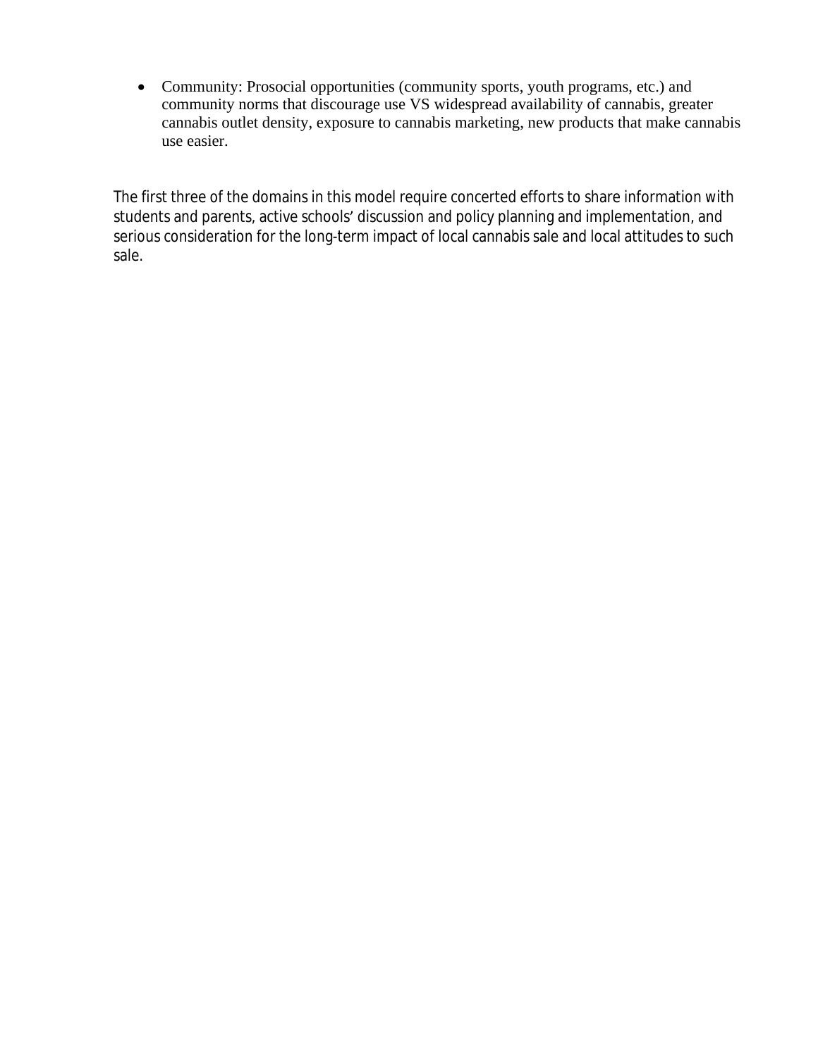- Community: Prosocial opportunities (community sports, youth programs, etc.) and community norms that discourage use VS widespread availability of cannabis, greater cannabis outlet density, exposure to cannabis marketing, new products that make cannabis use easier.

The first three of the domains in this model require concerted efforts to share information with students and parents, active schools' discussion and policy planning and implementation, and serious consideration for the long-term impact of local cannabis sale and local attitudes to such sale.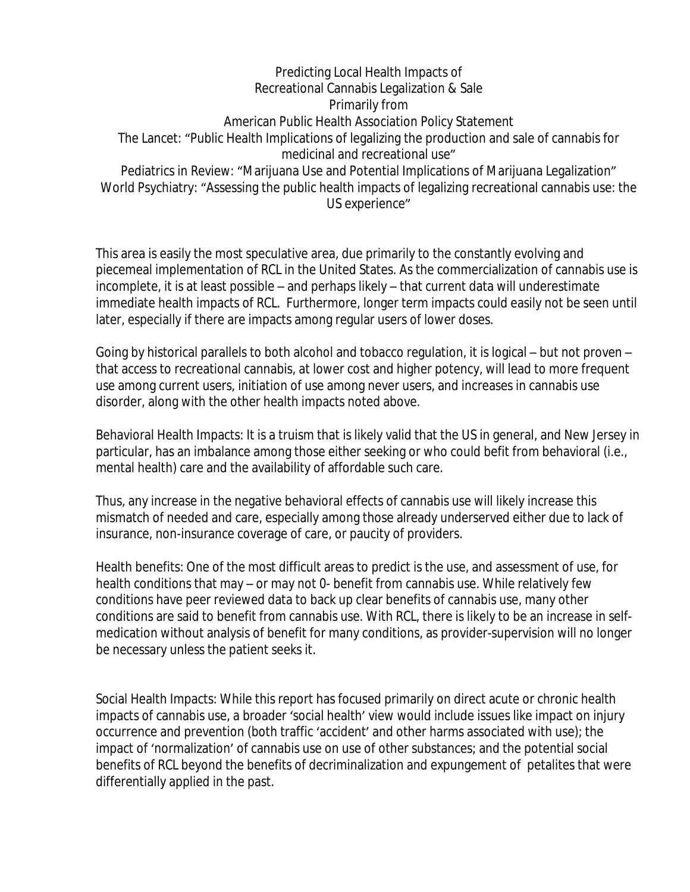Predicting Local Health Impacts of
Recreational Cannabis Legalization & Sale
Primarily from
American Public Health Association Policy Statement
The Lancet: "Public Health Implications of legalizing the production and sale of cannabis for medicinal and recreational use"
Pediatrics in Review: "Marijuana Use and Potential Implications of Marijuana Legalization"
World Psychiatry: "Assessing the public health impacts of legalizing recreational cannabis use: the US experience"

This area is easily the most speculative area, due primarily to the constantly evolving and piecemeal implementation of RCL in the United States. As the commercialization of cannabis use is incomplete, it is at least possible – and perhaps likely – that current data will underestimate immediate health impacts of RCL. Furthermore, longer term impacts could easily not be seen until later, especially if there are impacts among regular users of lower doses.

Going by historical parallels to both alcohol and tobacco regulation, it is logical – but not proven – that access to recreational cannabis, at lower cost and higher potency, will lead to more frequent use among current users, initiation of use among never users, and increases in cannabis use disorder, along with the other health impacts noted above.

Behavioral Health Impacts: It is a truism that is likely valid that the US in general, and New Jersey in particular, has an imbalance among those either seeking or who could befit from behavioral (i.e., mental health) care and the availability of affordable such care.

Thus, any increase in the negative behavioral effects of cannabis use will likely increase this mismatch of needed and care, especially among those already underserved either due to lack of insurance, non-insurance coverage of care, or paucity of providers.

Health benefits: One of the most difficult areas to predict is the use, and assessment of use, for health conditions that may – or may not 0- benefit from cannabis use. While relatively few conditions have peer reviewed data to back up clear benefits of cannabis use, many other conditions are said to benefit from cannabis use. With RCL, there is likely to be an increase in self-medication without analysis of benefit for many conditions, as provider-supervision will no longer be necessary unless the patient seeks it.

Social Health Impacts: While this report has focused primarily on direct acute or chronic health impacts of cannabis use, a broader 'social health' view would include issues like impact on injury occurrence and prevention (both traffic 'accident' and other harms associated with use); the impact of 'normalization' of cannabis use on use of other substances; and the potential social benefits of RCL beyond the benefits of decriminalization and expungement of petalites that were differentially applied in the past.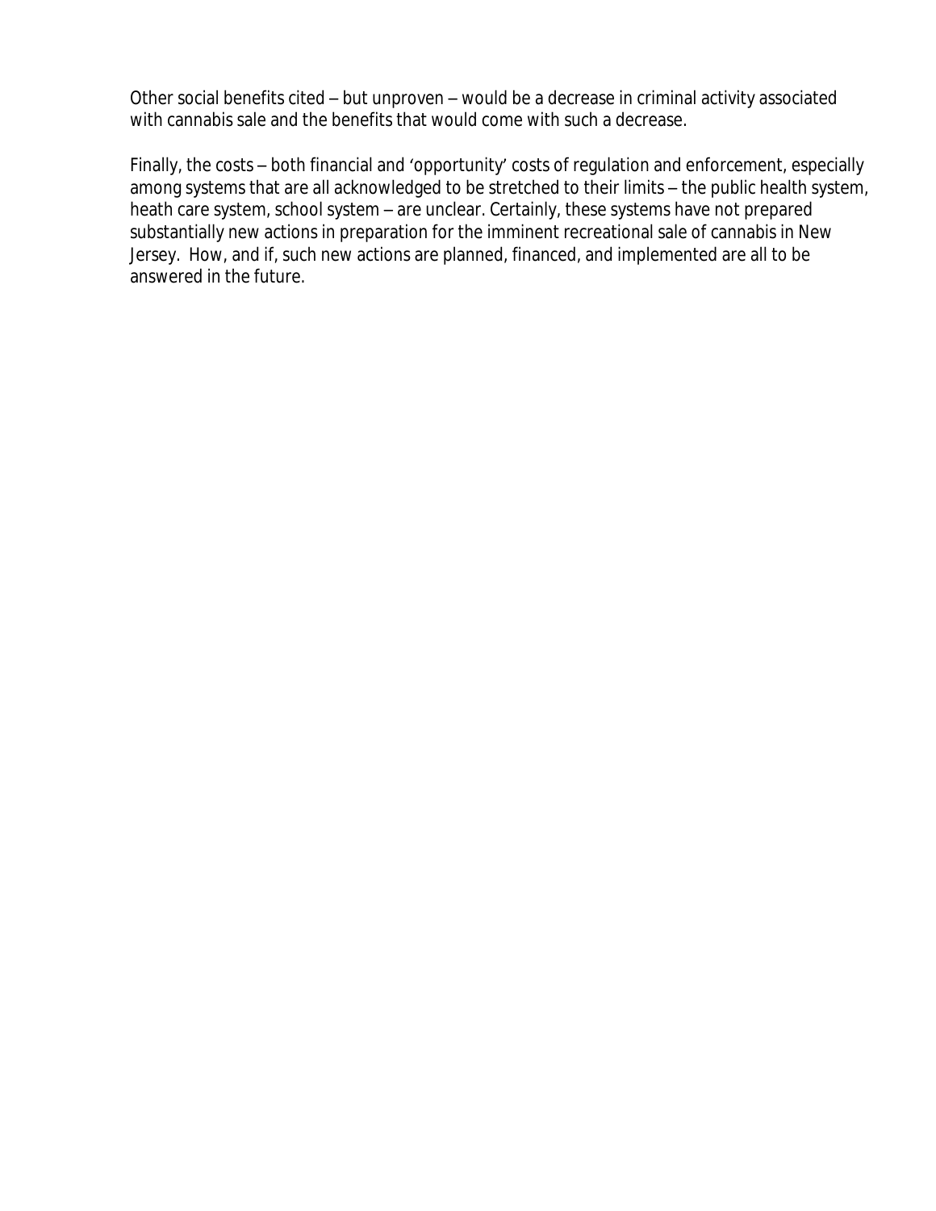Other social benefits cited – but unproven – would be a decrease in criminal activity associated with cannabis sale and the benefits that would come with such a decrease.

Finally, the costs – both financial and 'opportunity' costs of regulation and enforcement, especially among systems that are all acknowledged to be stretched to their limits – the public health system, heath care system, school system – are unclear. Certainly, these systems have not prepared substantially new actions in preparation for the imminent recreational sale of cannabis in New Jersey. How, and if, such new actions are planned, financed, and implemented are all to be answered in the future.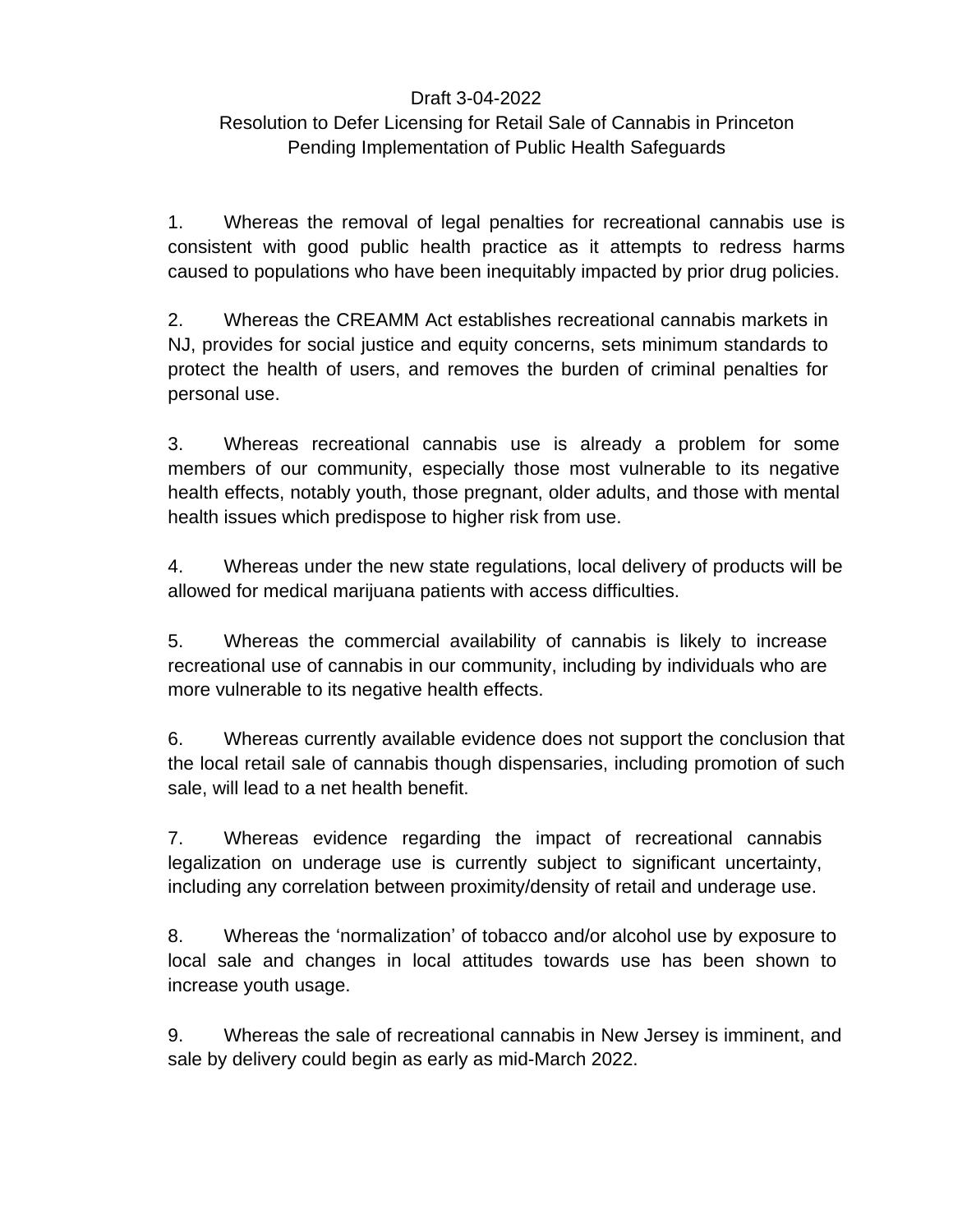Draft 3-04-2022

Resolution to Defer Licensing for Retail Sale of Cannabis in Princeton Pending Implementation of Public Health Safeguards

1. Whereas the removal of legal penalties for recreational cannabis use is consistent with good public health practice as it attempts to redress harms caused to populations who have been inequitably impacted by prior drug policies.

2. Whereas the CREAMM Act establishes recreational cannabis markets in NJ, provides for social justice and equity concerns, sets minimum standards to protect the health of users, and removes the burden of criminal penalties for personal use.

3. Whereas recreational cannabis use is already a problem for some members of our community, especially those most vulnerable to its negative health effects, notably youth, those pregnant, older adults, and those with mental health issues which predispose to higher risk from use.

4. Whereas under the new state regulations, local delivery of products will be allowed for medical marijuana patients with access difficulties.

5. Whereas the commercial availability of cannabis is likely to increase recreational use of cannabis in our community, including by individuals who are more vulnerable to its negative health effects.

6. Whereas currently available evidence does not support the conclusion that the local retail sale of cannabis though dispensaries, including promotion of such sale, will lead to a net health benefit.

7. Whereas evidence regarding the impact of recreational cannabis legalization on underage use is currently subject to significant uncertainty, including any correlation between proximity/density of retail and underage use.

8. Whereas the 'normalization' of tobacco and/or alcohol use by exposure to local sale and changes in local attitudes towards use has been shown to increase youth usage.

9. Whereas the sale of recreational cannabis in New Jersey is imminent, and sale by delivery could begin as early as mid-March 2022.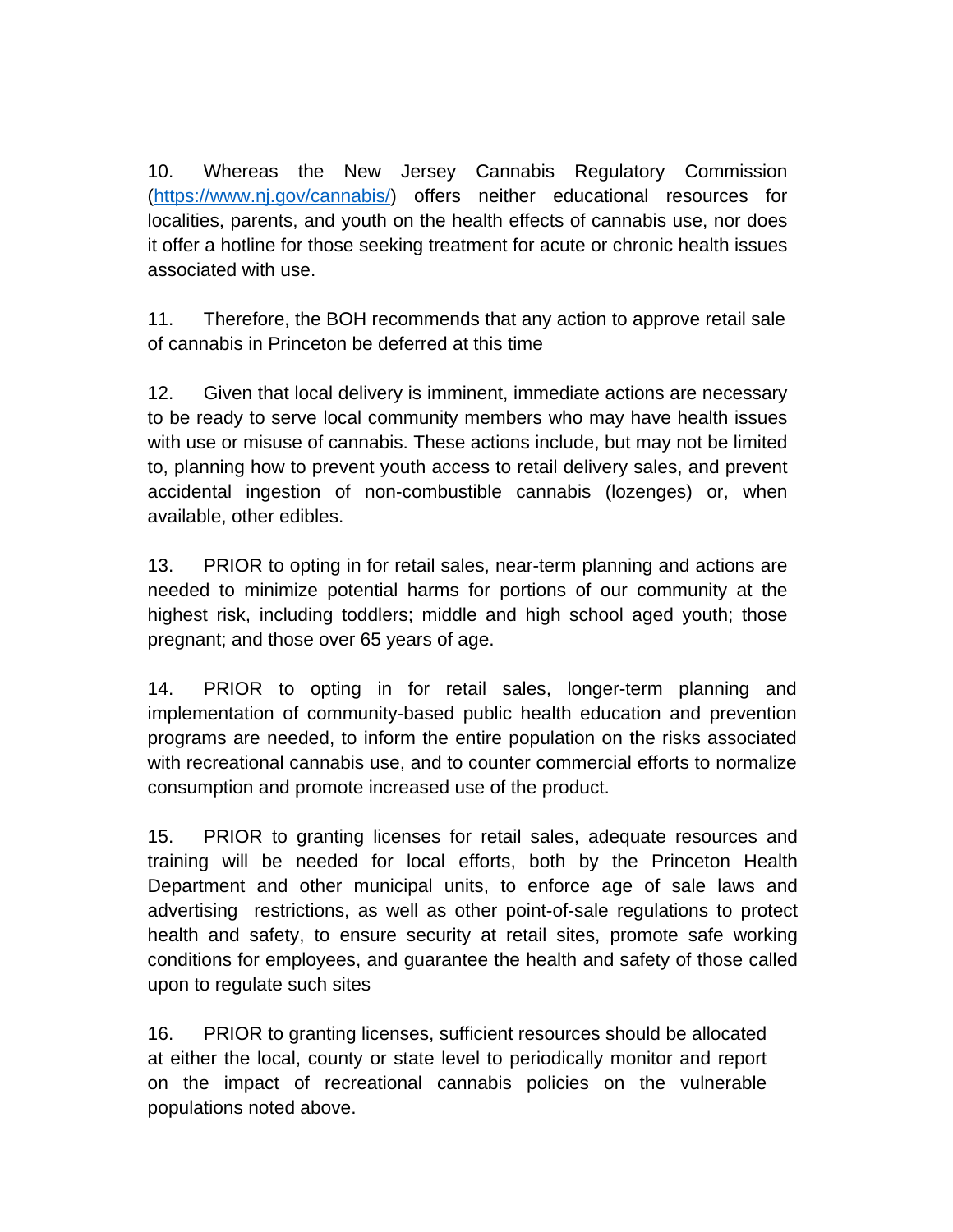10. Whereas the New Jersey Cannabis Regulatory Commission ([https://www.nj.gov/cannabis/](https://www.nj.gov/cannabis/)) offers neither educational resources for localities, parents, and youth on the health effects of cannabis use, nor does it offer a hotline for those seeking treatment for acute or chronic health issues associated with use.

11. Therefore, the BOH recommends that any action to approve retail sale of cannabis in Princeton be deferred at this time

12. Given that local delivery is imminent, immediate actions are necessary to be ready to serve local community members who may have health issues with use or misuse of cannabis. These actions include, but may not be limited to, planning how to prevent youth access to retail delivery sales, and prevent accidental ingestion of non-combustible cannabis (lozenges) or, when available, other edibles.

13. PRIOR to opting in for retail sales, near-term planning and actions are needed to minimize potential harms for portions of our community at the highest risk, including toddlers; middle and high school aged youth; those pregnant; and those over 65 years of age.

14. PRIOR to opting in for retail sales, longer-term planning and implementation of community-based public health education and prevention programs are needed, to inform the entire population on the risks associated with recreational cannabis use, and to counter commercial efforts to normalize consumption and promote increased use of the product.

15. PRIOR to granting licenses for retail sales, adequate resources and training will be needed for local efforts, both by the Princeton Health Department and other municipal units, to enforce age of sale laws and advertising restrictions, as well as other point-of-sale regulations to protect health and safety, to ensure security at retail sites, promote safe working conditions for employees, and guarantee the health and safety of those called upon to regulate such sites

16. PRIOR to granting licenses, sufficient resources should be allocated at either the local, county or state level to periodically monitor and report on the impact of recreational cannabis policies on the vulnerable populations noted above.